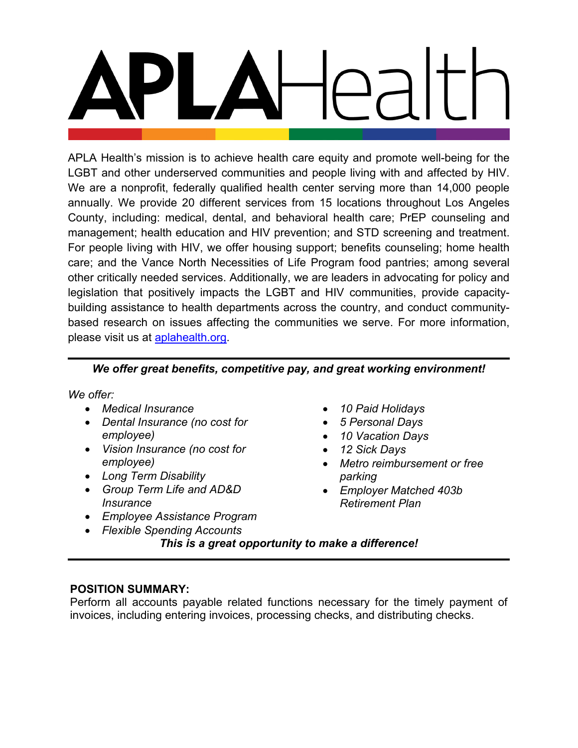# APLAHealth

APLA Health's mission is to achieve health care equity and promote well-being for the LGBT and other underserved communities and people living with and affected by HIV. We are a nonprofit, federally qualified health center serving more than 14,000 people annually. We provide 20 different services from 15 locations throughout Los Angeles County, including: medical, dental, and behavioral health care; PrEP counseling and management; health education and HIV prevention; and STD screening and treatment. For people living with HIV, we offer housing support; benefits counseling; home health care; and the Vance North Necessities of Life Program food pantries; among several other critically needed services. Additionally, we are leaders in advocating for policy and legislation that positively impacts the LGBT and HIV communities, provide capacity-building assistance to health departments across the country, and conduct community-based research on issues affecting the communities we serve. For more information, please visit us at [aplahealth.org](aplahealth.org).

---

***We offer great benefits, competitive pay, and great working environment!***

*We offer:*

- *Medical Insurance*
- *Dental Insurance (no cost for employee)*
- *Vision Insurance (no cost for employee)*
- *Long Term Disability*
- *Group Term Life and AD&D Insurance*
- *Employee Assistance Program*
- *Flexible Spending Accounts*
- *10 Paid Holidays*
- *5 Personal Days*
- *10 Vacation Days*
- *12 Sick Days*
- *Metro reimbursement or free parking*
- *Employer Matched 403b Retirement Plan*

***This is a great opportunity to make a difference!***

---

**POSITION SUMMARY:**

Perform all accounts payable related functions necessary for the timely payment of invoices, including entering invoices, processing checks, and distributing checks.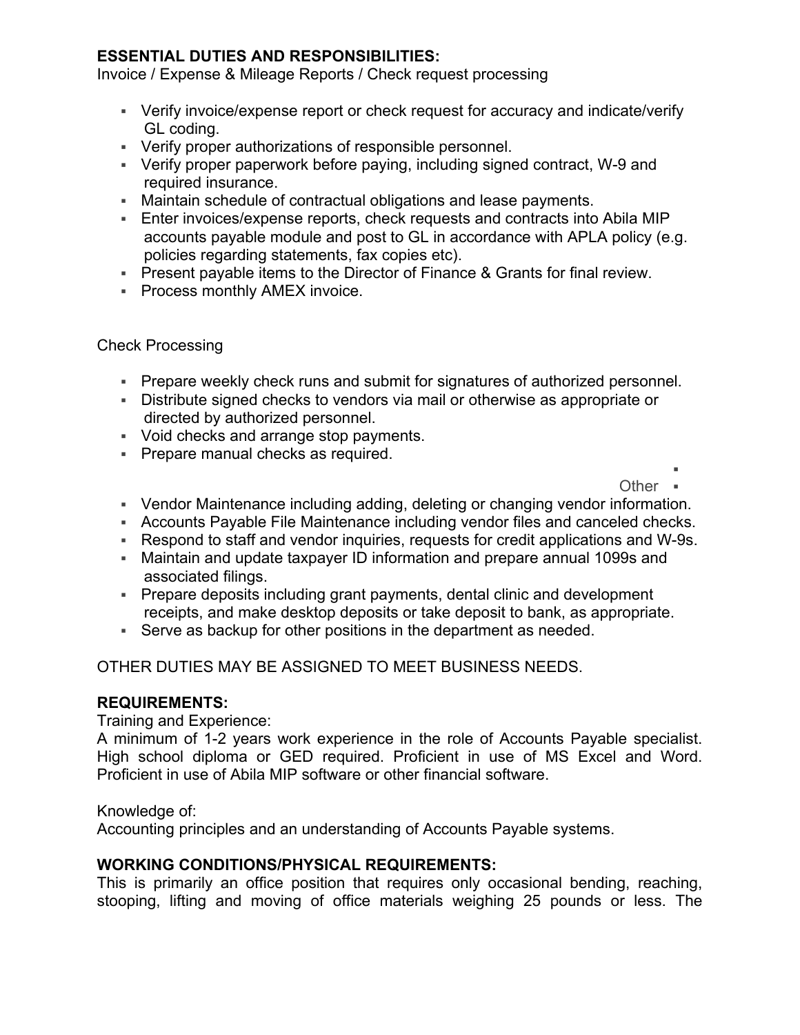**ESSENTIAL DUTIES AND RESPONSIBILITIES:**

Invoice / Expense & Mileage Reports / Check request processing

- Verify invoice/expense report or check request for accuracy and indicate/verify GL coding.
- Verify proper authorizations of responsible personnel.
- Verify proper paperwork before paying, including signed contract, W-9 and required insurance.
- Maintain schedule of contractual obligations and lease payments.
- Enter invoices/expense reports, check requests and contracts into Abila MIP accounts payable module and post to GL in accordance with APLA policy (e.g. policies regarding statements, fax copies etc).
- Present payable items to the Director of Finance & Grants for final review.
- Process monthly AMEX invoice.

Check Processing

- Prepare weekly check runs and submit for signatures of authorized personnel.
- Distribute signed checks to vendors via mail or otherwise as appropriate or directed by authorized personnel.
- Void checks and arrange stop payments.
- Prepare manual checks as required.

Other

- Vendor Maintenance including adding, deleting or changing vendor information.
- Accounts Payable File Maintenance including vendor files and canceled checks.
- Respond to staff and vendor inquiries, requests for credit applications and W-9s.
- Maintain and update taxpayer ID information and prepare annual 1099s and associated filings.
- Prepare deposits including grant payments, dental clinic and development receipts, and make desktop deposits or take deposit to bank, as appropriate.
- Serve as backup for other positions in the department as needed.

OTHER DUTIES MAY BE ASSIGNED TO MEET BUSINESS NEEDS.

**REQUIREMENTS:**

Training and Experience:

A minimum of 1-2 years work experience in the role of Accounts Payable specialist. High school diploma or GED required. Proficient in use of MS Excel and Word. Proficient in use of Abila MIP software or other financial software.

Knowledge of:

Accounting principles and an understanding of Accounts Payable systems.

**WORKING CONDITIONS/PHYSICAL REQUIREMENTS:**

This is primarily an office position that requires only occasional bending, reaching, stooping, lifting and moving of office materials weighing 25 pounds or less. The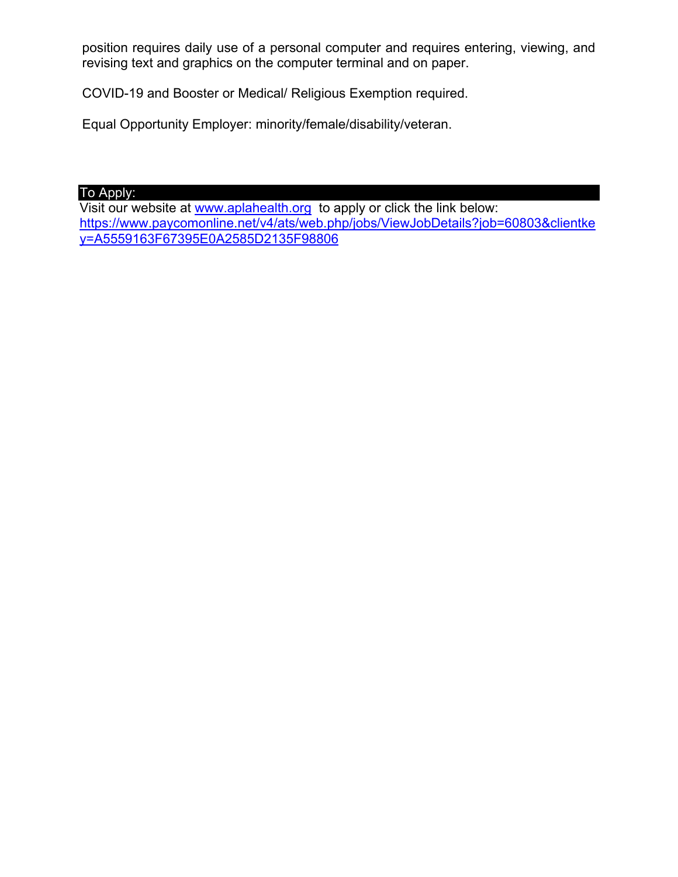position requires daily use of a personal computer and requires entering, viewing, and revising text and graphics on the computer terminal and on paper.

COVID-19 and Booster or Medical/ Religious Exemption required.

Equal Opportunity Employer: minority/female/disability/veteran.

## To Apply:

Visit our website at [www.aplahealth.org](www.aplahealth.org) to apply or click the link below:
[https://www.paycomonline.net/v4/ats/web.php/jobs/ViewJobDetails?job=60803&clientkey=A5559163F67395E0A2585D2135F98806](https://www.paycomonline.net/v4/ats/web.php/jobs/ViewJobDetails?job=60803&clientkey=A5559163F67395E0A2585D2135F98806)